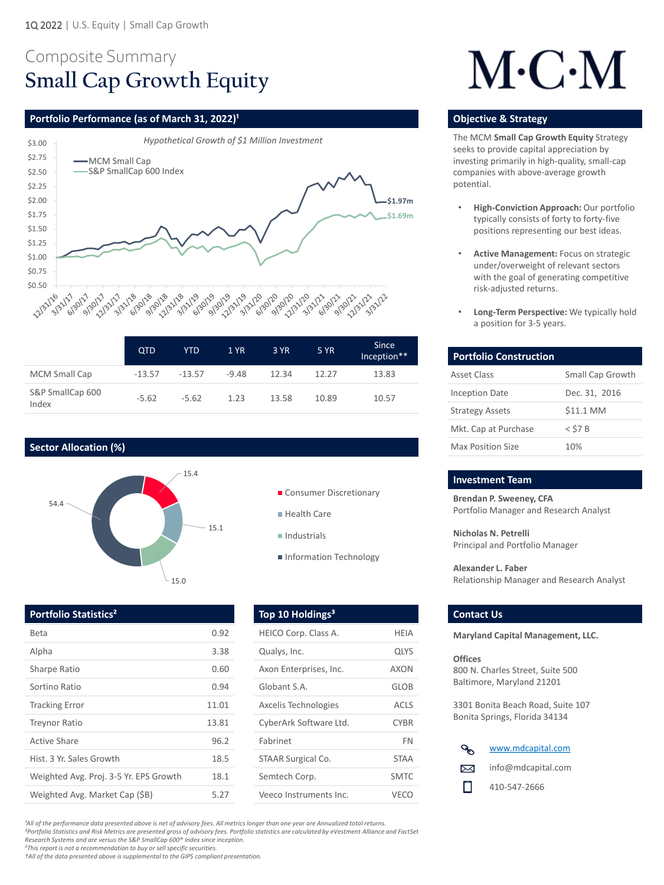1Q 2022 | U.S. Equity | Small Cap Growth

# Composite Summary
# Small Cap Growth Equity

M·C·M

## Portfolio Performance (as of March 31, 2022)[1]

*Hypothetical Growth of $1 Million Investment*

- MCM Small Cap: $1.97m
- S&P SmallCap 600 Index: $1.69m

| | QTD | YTD | 1 YR | 3 YR | 5 YR | Since Inception** |
|---|---|---|---|---|---|---|
| MCM Small Cap | -13.57 | -13.57 | -9.48 | 12.34 | 12.27 | 13.83 |
| S&P SmallCap 600 Index | -5.62 | -5.62 | 1.23 | 13.58 | 10.89 | 10.57 |

## Sector Allocation (%)

| Sector | % |
|---|---|
| Consumer Discretionary | 15.4 |
| Health Care | 15.1 |
| Industrials | 15.0 |
| Information Technology | 54.4 |

## Portfolio Statistics[2]

| Statistic | Value |
|---|---|
| Beta | 0.92 |
| Alpha | 3.38 |
| Sharpe Ratio | 0.60 |
| Sortino Ratio | 0.94 |
| Tracking Error | 11.01 |
| Treynor Ratio | 13.81 |
| Active Share | 96.2 |
| Hist. 3 Yr. Sales Growth | 18.5 |
| Weighted Avg. Proj. 3-5 Yr. EPS Growth | 18.1 |
| Weighted Avg. Market Cap ($B) | 5.27 |

## Top 10 Holdings[3]

| Holding | Ticker |
|---|---|
| HEICO Corp. Class A. | HEIA |
| Qualys, Inc. | QLYS |
| Axon Enterprises, Inc. | AXON |
| Globant S.A. | GLOB |
| Axcelis Technologies | ACLS |
| CyberArk Software Ltd. | CYBR |
| Fabrinet | FN |
| STAAR Surgical Co. | STAA |
| Semtech Corp. | SMTC |
| Veeco Instruments Inc. | VECO |

## Objective & Strategy

The MCM **Small Cap Growth Equity** Strategy seeks to provide capital appreciation by investing primarily in high-quality, small-cap companies with above-average growth potential.

- **High-Conviction Approach:** Our portfolio typically consists of forty to forty-five positions representing our best ideas.
- **Active Management:** Focus on strategic under/overweight of relevant sectors with the goal of generating competitive risk-adjusted returns.
- **Long-Term Perspective:** We typically hold a position for 3-5 years.

## Portfolio Construction

| | |
|---|---|
| Asset Class | Small Cap Growth |
| Inception Date | Dec. 31, 2016 |
| Strategy Assets | $11.1 MM |
| Mkt. Cap at Purchase | < $7 B |
| Max Position Size | 10% |

## Investment Team

**Brendan P. Sweeney, CFA**
Portfolio Manager and Research Analyst

**Nicholas N. Petrelli**
Principal and Portfolio Manager

**Alexander L. Faber**
Relationship Manager and Research Analyst

## Contact Us

**Maryland Capital Management, LLC.**

**Offices**
800 N. Charles Street, Suite 500
Baltimore, Maryland 21201

3301 Bonita Beach Road, Suite 107
Bonita Springs, Florida 34134

www.mdcapital.com
info@mdcapital.com
410-547-2666

*[1]All of the performance data presented above is net of advisory fees. All metrics longer than one year are Annualized total returns.*
*[2]Portfolio Statistics and Risk Metrics are presented gross of advisory fees. Portfolio statistics are calculated by eVestment Alliance and FactSet Research Systems and are versus the S&P SmallCap 600® Index since inception.*
*[3]This report is not a recommendation to buy or sell specific securities.*
*‡All of the data presented above is supplemental to the GIPS compliant presentation.*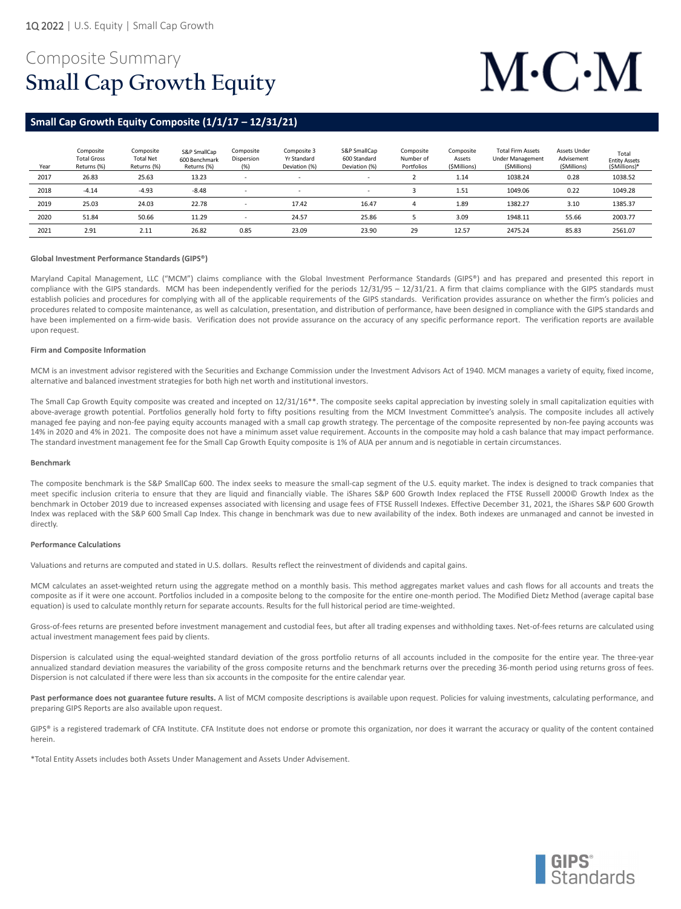1Q 2022 | U.S. Equity | Small Cap Growth

# Composite Summary
# Small Cap Growth Equity

M·C·M

## Small Cap Growth Equity Composite (1/1/17 – 12/31/21)

| Year | Composite Total Gross Returns (%) | Composite Total Net Returns (%) | S&P SmallCap 600 Benchmark Returns (%) | Composite Dispersion (%) | Composite 3 Yr Standard Deviation (%) | S&P SmallCap 600 Standard Deviation (%) | Composite Number of Portfolios | Composite Assets ($Millions) | Total Firm Assets Under Management ($Millions) | Assets Under Advisement ($Millions) | Total Entity Assets ($Millions)* |
|---|---|---|---|---|---|---|---|---|---|---|---|
| 2017 | 26.83 | 25.63 | 13.23 | - | - | - | 2 | 1.14 | 1038.24 | 0.28 | 1038.52 |
| 2018 | -4.14 | -4.93 | -8.48 | - | - | - | 3 | 1.51 | 1049.06 | 0.22 | 1049.28 |
| 2019 | 25.03 | 24.03 | 22.78 | - | 17.42 | 16.47 | 4 | 1.89 | 1382.27 | 3.10 | 1385.37 |
| 2020 | 51.84 | 50.66 | 11.29 | - | 24.57 | 25.86 | 5 | 3.09 | 1948.11 | 55.66 | 2003.77 |
| 2021 | 2.91 | 2.11 | 26.82 | 0.85 | 23.09 | 23.90 | 29 | 12.57 | 2475.24 | 85.83 | 2561.07 |

#### Global Investment Performance Standards (GIPS®)

Maryland Capital Management, LLC ("MCM") claims compliance with the Global Investment Performance Standards (GIPS®) and has prepared and presented this report in compliance with the GIPS standards. MCM has been independently verified for the periods 12/31/95 – 12/31/21. A firm that claims compliance with the GIPS standards must establish policies and procedures for complying with all of the applicable requirements of the GIPS standards. Verification provides assurance on whether the firm's policies and procedures related to composite maintenance, as well as calculation, presentation, and distribution of performance, have been designed in compliance with the GIPS standards and have been implemented on a firm-wide basis. Verification does not provide assurance on the accuracy of any specific performance report. The verification reports are available upon request.

#### Firm and Composite Information

MCM is an investment advisor registered with the Securities and Exchange Commission under the Investment Advisors Act of 1940. MCM manages a variety of equity, fixed income, alternative and balanced investment strategies for both high net worth and institutional investors.

The Small Cap Growth Equity composite was created and incepted on 12/31/16**. The composite seeks capital appreciation by investing solely in small capitalization equities with above-average growth potential. Portfolios generally hold forty to fifty positions resulting from the MCM Investment Committee's analysis. The composite includes all actively managed fee paying and non-fee paying equity accounts managed with a small cap growth strategy. The percentage of the composite represented by non-fee paying accounts was 14% in 2020 and 4% in 2021. The composite does not have a minimum asset value requirement. Accounts in the composite may hold a cash balance that may impact performance. The standard investment management fee for the Small Cap Growth Equity composite is 1% of AUA per annum and is negotiable in certain circumstances.

#### Benchmark

The composite benchmark is the S&P SmallCap 600. The index seeks to measure the small-cap segment of the U.S. equity market. The index is designed to track companies that meet specific inclusion criteria to ensure that they are liquid and financially viable. The iShares S&P 600 Growth Index replaced the FTSE Russell 2000© Growth Index as the benchmark in October 2019 due to increased expenses associated with licensing and usage fees of FTSE Russell Indexes. Effective December 31, 2021, the iShares S&P 600 Growth Index was replaced with the S&P 600 Small Cap Index. This change in benchmark was due to new availability of the index. Both indexes are unmanaged and cannot be invested in directly.

#### Performance Calculations

Valuations and returns are computed and stated in U.S. dollars. Results reflect the reinvestment of dividends and capital gains.

MCM calculates an asset-weighted return using the aggregate method on a monthly basis. This method aggregates market values and cash flows for all accounts and treats the composite as if it were one account. Portfolios included in a composite belong to the composite for the entire one-month period. The Modified Dietz Method (average capital base equation) is used to calculate monthly return for separate accounts. Results for the full historical period are time-weighted.

Gross-of-fees returns are presented before investment management and custodial fees, but after all trading expenses and withholding taxes. Net-of-fees returns are calculated using actual investment management fees paid by clients.

Dispersion is calculated using the equal-weighted standard deviation of the gross portfolio returns of all accounts included in the composite for the entire year. The three-year annualized standard deviation measures the variability of the gross composite returns and the benchmark returns over the preceding 36-month period using returns gross of fees. Dispersion is not calculated if there were less than six accounts in the composite for the entire calendar year.

**Past performance does not guarantee future results.** A list of MCM composite descriptions is available upon request. Policies for valuing investments, calculating performance, and preparing GIPS Reports are also available upon request.

GIPS® is a registered trademark of CFA Institute. CFA Institute does not endorse or promote this organization, nor does it warrant the accuracy or quality of the content contained herein.

*Total Entity Assets includes both Assets Under Management and Assets Under Advisement.

GIPS® Standards